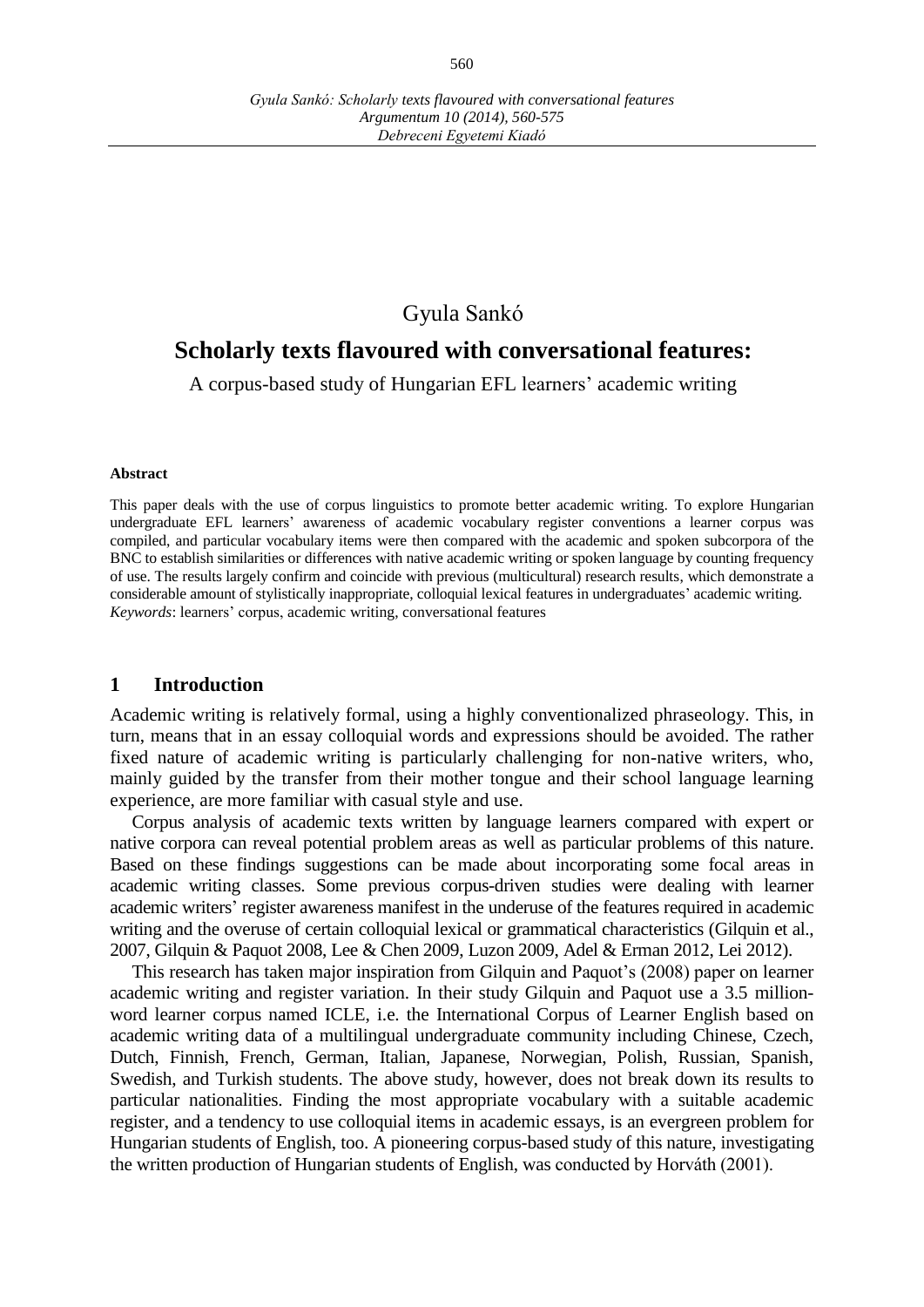# Gyula Sankó

## Scholarly texts flavoured with conversational features:

A corpus-based study of Hungarian EFL learners' academic writing

**Abstract**

This paper deals with the use of corpus linguistics to promote better academic writing. To explore Hungarian undergraduate EFL learners' awareness of academic vocabulary register conventions a learner corpus was compiled, and particular vocabulary items were then compared with the academic and spoken subcorpora of the BNC to establish similarities or differences with native academic writing or spoken language by counting frequency of use. The results largely confirm and coincide with previous (multicultural) research results, which demonstrate a considerable amount of stylistically inappropriate, colloquial lexical features in undergraduates' academic writing.
*Keywords*: learners' corpus, academic writing, conversational features

## 1 Introduction

Academic writing is relatively formal, using a highly conventionalized phraseology. This, in turn, means that in an essay colloquial words and expressions should be avoided. The rather fixed nature of academic writing is particularly challenging for non-native writers, who, mainly guided by the transfer from their mother tongue and their school language learning experience, are more familiar with casual style and use.

Corpus analysis of academic texts written by language learners compared with expert or native corpora can reveal potential problem areas as well as particular problems of this nature. Based on these findings suggestions can be made about incorporating some focal areas in academic writing classes. Some previous corpus-driven studies were dealing with learner academic writers' register awareness manifest in the underuse of the features required in academic writing and the overuse of certain colloquial lexical or grammatical characteristics (Gilquin et al., 2007, Gilquin & Paquot 2008, Lee & Chen 2009, Luzon 2009, Adel & Erman 2012, Lei 2012).

This research has taken major inspiration from Gilquin and Paquot's (2008) paper on learner academic writing and register variation. In their study Gilquin and Paquot use a 3.5 million-word learner corpus named ICLE, i.e. the International Corpus of Learner English based on academic writing data of a multilingual undergraduate community including Chinese, Czech, Dutch, Finnish, French, German, Italian, Japanese, Norwegian, Polish, Russian, Spanish, Swedish, and Turkish students. The above study, however, does not break down its results to particular nationalities. Finding the most appropriate vocabulary with a suitable academic register, and a tendency to use colloquial items in academic essays, is an evergreen problem for Hungarian students of English, too. A pioneering corpus-based study of this nature, investigating the written production of Hungarian students of English, was conducted by Horváth (2001).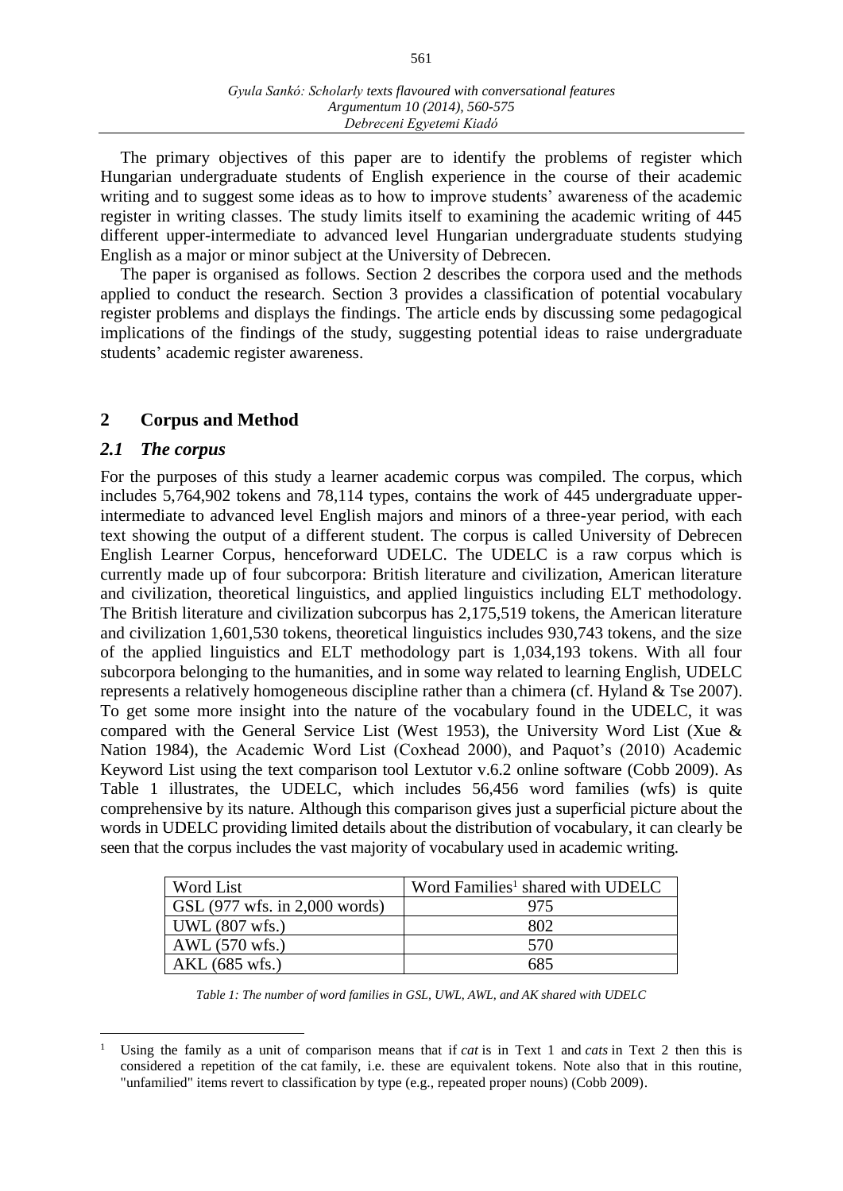The primary objectives of this paper are to identify the problems of register which Hungarian undergraduate students of English experience in the course of their academic writing and to suggest some ideas as to how to improve students' awareness of the academic register in writing classes. The study limits itself to examining the academic writing of 445 different upper-intermediate to advanced level Hungarian undergraduate students studying English as a major or minor subject at the University of Debrecen.

The paper is organised as follows. Section 2 describes the corpora used and the methods applied to conduct the research. Section 3 provides a classification of potential vocabulary register problems and displays the findings. The article ends by discussing some pedagogical implications of the findings of the study, suggesting potential ideas to raise undergraduate students' academic register awareness.

## 2 Corpus and Method

### *2.1 The corpus*

For the purposes of this study a learner academic corpus was compiled. The corpus, which includes 5,764,902 tokens and 78,114 types, contains the work of 445 undergraduate upper-intermediate to advanced level English majors and minors of a three-year period, with each text showing the output of a different student. The corpus is called University of Debrecen English Learner Corpus, henceforward UDELC. The UDELC is a raw corpus which is currently made up of four subcorpora: British literature and civilization, American literature and civilization, theoretical linguistics, and applied linguistics including ELT methodology. The British literature and civilization subcorpus has 2,175,519 tokens, the American literature and civilization 1,601,530 tokens, theoretical linguistics includes 930,743 tokens, and the size of the applied linguistics and ELT methodology part is 1,034,193 tokens. With all four subcorpora belonging to the humanities, and in some way related to learning English, UDELC represents a relatively homogeneous discipline rather than a chimera (cf. Hyland & Tse 2007). To get some more insight into the nature of the vocabulary found in the UDELC, it was compared with the General Service List (West 1953), the University Word List (Xue & Nation 1984), the Academic Word List (Coxhead 2000), and Paquot's (2010) Academic Keyword List using the text comparison tool Lextutor v.6.2 online software (Cobb 2009). As Table 1 illustrates, the UDELC, which includes 56,456 word families (wfs) is quite comprehensive by its nature. Although this comparison gives just a superficial picture about the words in UDELC providing limited details about the distribution of vocabulary, it can clearly be seen that the corpus includes the vast majority of vocabulary used in academic writing.

| Word List | Word Families[1] shared with UDELC |
|---|---|
| GSL (977 wfs. in 2,000 words) | 975 |
| UWL (807 wfs.) | 802 |
| AWL (570 wfs.) | 570 |
| AKL (685 wfs.) | 685 |

*Table 1: The number of word families in GSL, UWL, AWL, and AK shared with UDELC*

[1] Using the family as a unit of comparison means that if *cat* is in Text 1 and *cats* in Text 2 then this is considered a repetition of the cat family, i.e. these are equivalent tokens. Note also that in this routine, "unfamilied" items revert to classification by type (e.g., repeated proper nouns) (Cobb 2009).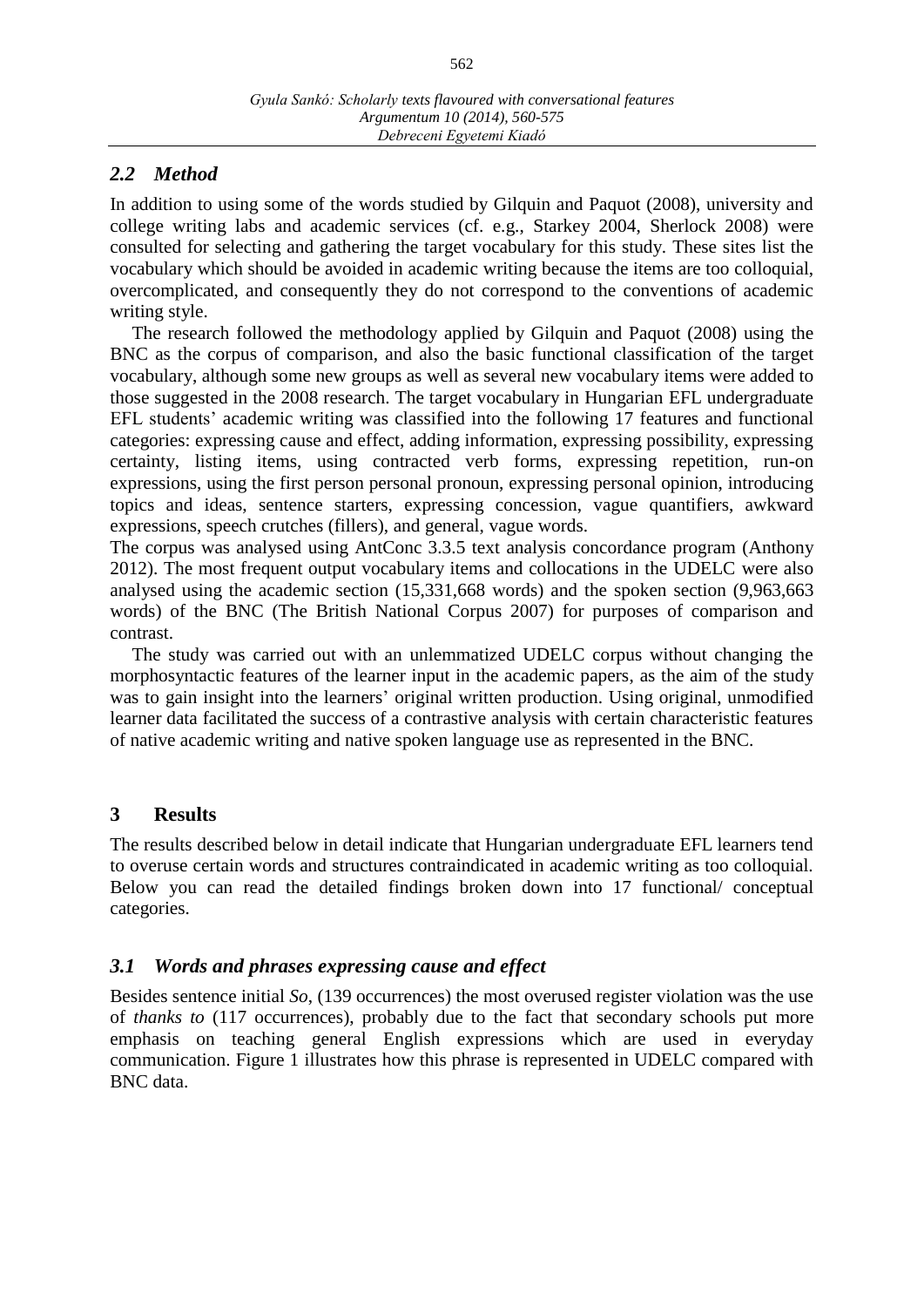## *2.2 Method*

In addition to using some of the words studied by Gilquin and Paquot (2008), university and college writing labs and academic services (cf. e.g., Starkey 2004, Sherlock 2008) were consulted for selecting and gathering the target vocabulary for this study. These sites list the vocabulary which should be avoided in academic writing because the items are too colloquial, overcomplicated, and consequently they do not correspond to the conventions of academic writing style.

The research followed the methodology applied by Gilquin and Paquot (2008) using the BNC as the corpus of comparison, and also the basic functional classification of the target vocabulary, although some new groups as well as several new vocabulary items were added to those suggested in the 2008 research. The target vocabulary in Hungarian EFL undergraduate EFL students' academic writing was classified into the following 17 features and functional categories: expressing cause and effect, adding information, expressing possibility, expressing certainty, listing items, using contracted verb forms, expressing repetition, run-on expressions, using the first person personal pronoun, expressing personal opinion, introducing topics and ideas, sentence starters, expressing concession, vague quantifiers, awkward expressions, speech crutches (fillers), and general, vague words.

The corpus was analysed using AntConc 3.3.5 text analysis concordance program (Anthony 2012). The most frequent output vocabulary items and collocations in the UDELC were also analysed using the academic section (15,331,668 words) and the spoken section (9,963,663 words) of the BNC (The British National Corpus 2007) for purposes of comparison and contrast.

The study was carried out with an unlemmatized UDELC corpus without changing the morphosyntactic features of the learner input in the academic papers, as the aim of the study was to gain insight into the learners' original written production. Using original, unmodified learner data facilitated the success of a contrastive analysis with certain characteristic features of native academic writing and native spoken language use as represented in the BNC.

# 3 Results

The results described below in detail indicate that Hungarian undergraduate EFL learners tend to overuse certain words and structures contraindicated in academic writing as too colloquial. Below you can read the detailed findings broken down into 17 functional/ conceptual categories.

## *3.1 Words and phrases expressing cause and effect*

Besides sentence initial *So*, (139 occurrences) the most overused register violation was the use of *thanks to* (117 occurrences), probably due to the fact that secondary schools put more emphasis on teaching general English expressions which are used in everyday communication. Figure 1 illustrates how this phrase is represented in UDELC compared with BNC data.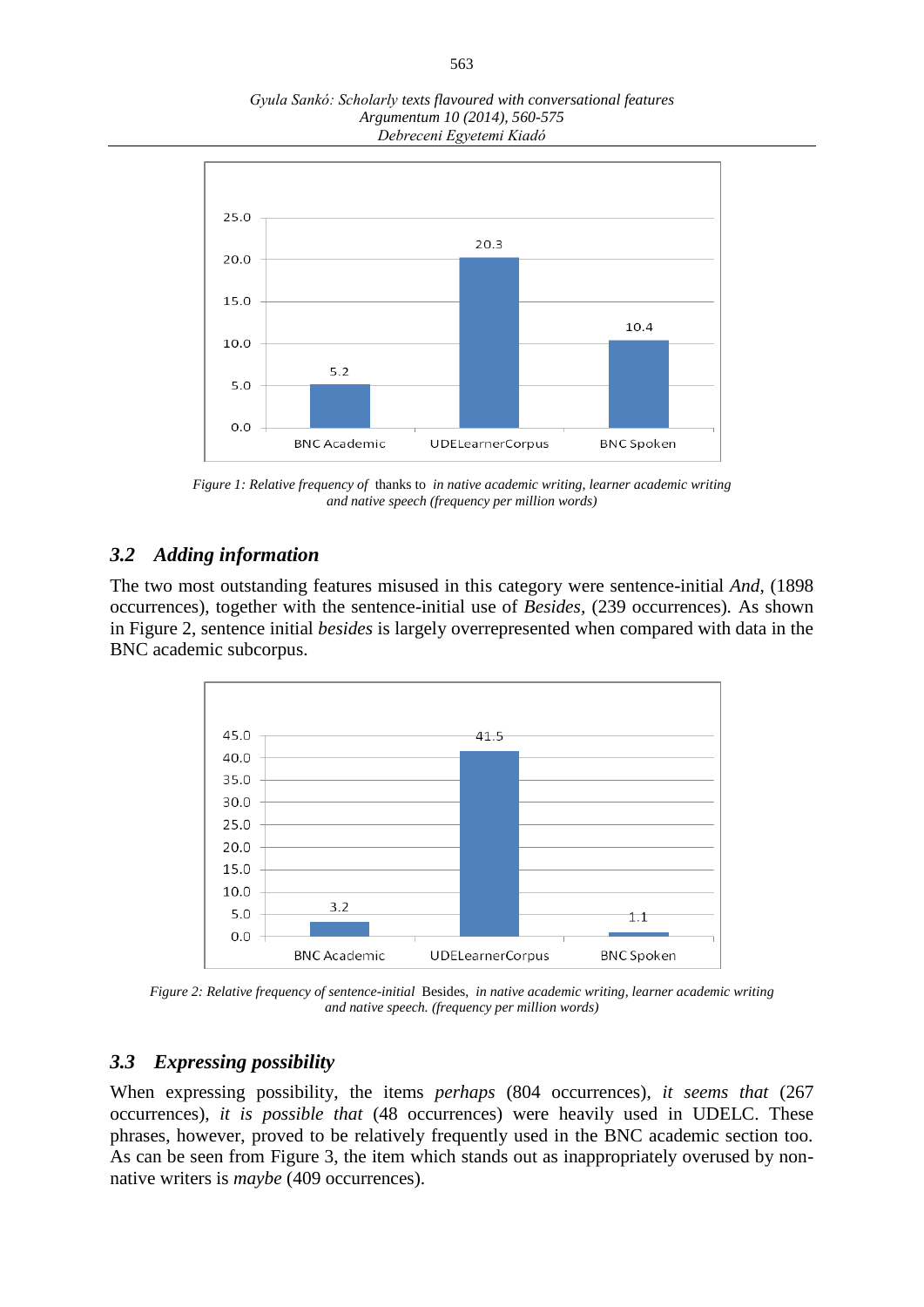*Figure 1: Relative frequency of* thanks to *in native academic writing, learner academic writing and native speech (frequency per million words)*

### *3.2 Adding information*

The two most outstanding features misused in this category were sentence-initial *And*, (1898 occurrences), together with the sentence-initial use of *Besides*, (239 occurrences). As shown in Figure 2, sentence initial *besides* is largely overrepresented when compared with data in the BNC academic subcorpus.

*Figure 2: Relative frequency of sentence-initial* Besides, *in native academic writing, learner academic writing and native speech. (frequency per million words)*

### *3.3 Expressing possibility*

When expressing possibility, the items *perhaps* (804 occurrences), *it seems that* (267 occurrences), *it is possible that* (48 occurrences) were heavily used in UDELC. These phrases, however, proved to be relatively frequently used in the BNC academic section too. As can be seen from Figure 3, the item which stands out as inappropriately overused by non-native writers is *maybe* (409 occurrences).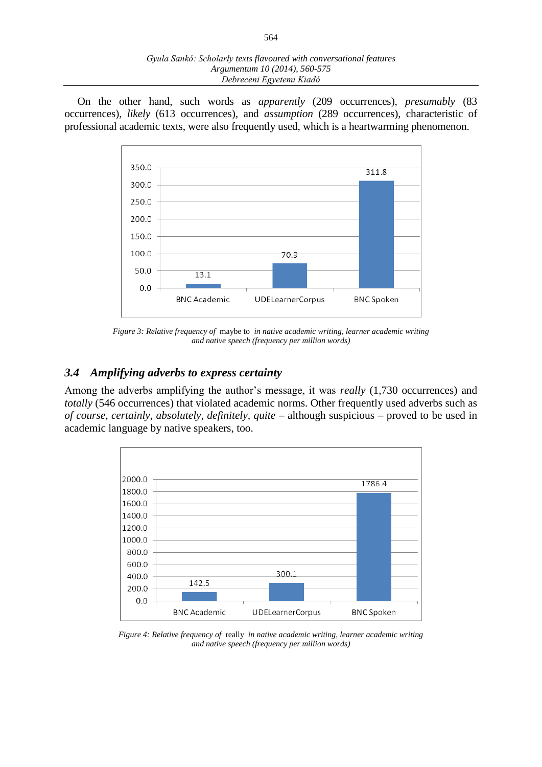On the other hand, such words as *apparently* (209 occurrences), *presumably* (83 occurrences), *likely* (613 occurrences), and *assumption* (289 occurrences), characteristic of professional academic texts, were also frequently used, which is a heartwarming phenomenon.

*Figure 3: Relative frequency of* maybe to *in native academic writing, learner academic writing and native speech (frequency per million words)*

## 3.4 Amplifying adverbs to express certainty

Among the adverbs amplifying the author's message, it was *really* (1,730 occurrences) and *totally* (546 occurrences) that violated academic norms. Other frequently used adverbs such as *of course, certainly, absolutely, definitely, quite* – although suspicious – proved to be used in academic language by native speakers, too.

*Figure 4: Relative frequency of* really *in native academic writing, learner academic writing and native speech (frequency per million words)*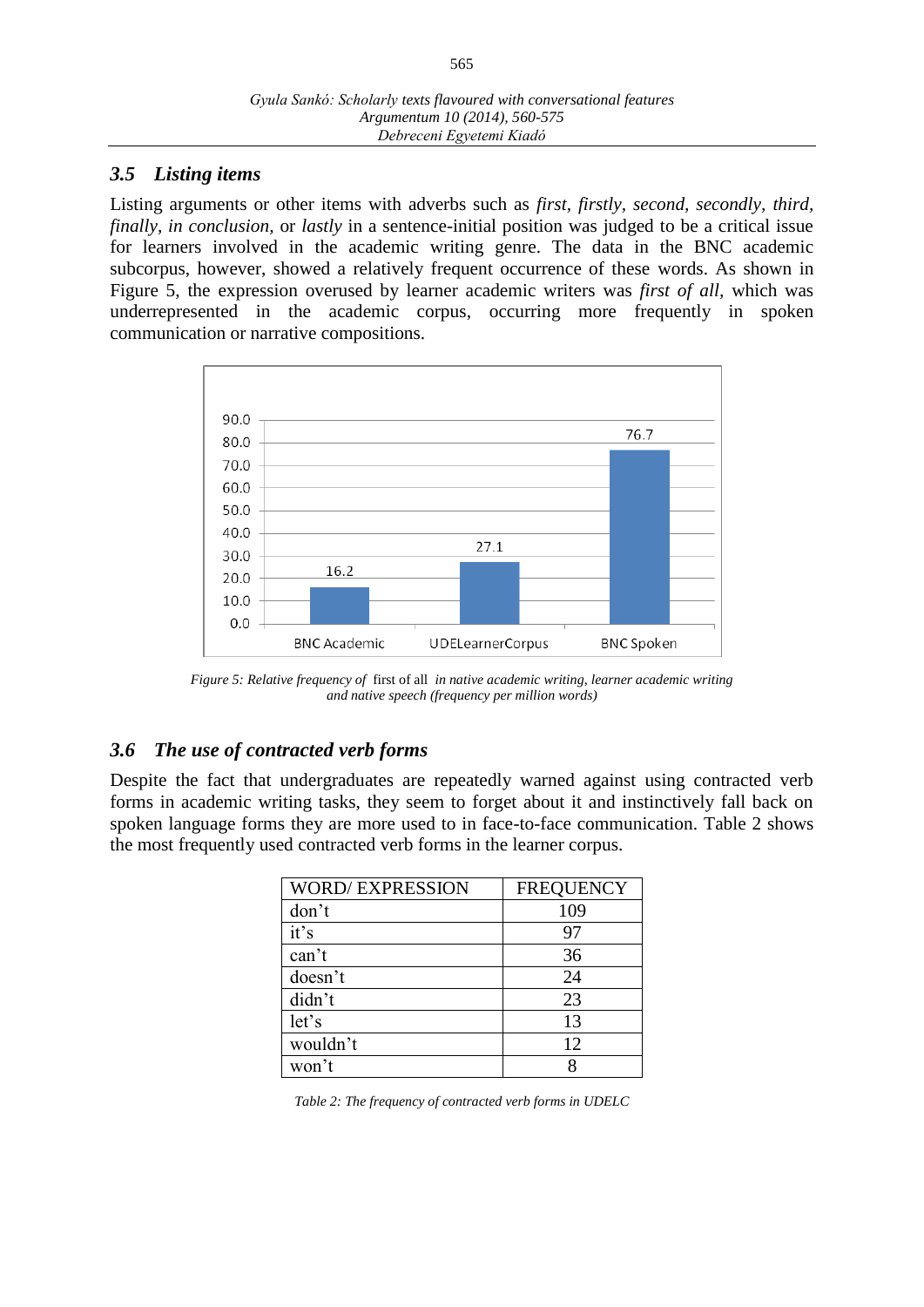### 3.5 Listing items

Listing arguments or other items with adverbs such as *first*, *firstly*, *second*, *secondly*, *third*, *finally*, *in conclusion*, or *lastly* in a sentence-initial position was judged to be a critical issue for learners involved in the academic writing genre. The data in the BNC academic subcorpus, however, showed a relatively frequent occurrence of these words. As shown in Figure 5, the expression overused by learner academic writers was *first of all*, which was underrepresented in the academic corpus, occurring more frequently in spoken communication or narrative compositions.

| | BNC Academic | UDELearnerCorpus | BNC Spoken |
|---|---|---|---|
| Frequency per million words | 16.2 | 27.1 | 76.7 |

*Figure 5: Relative frequency of* first of all *in native academic writing, learner academic writing and native speech (frequency per million words)*

### 3.6 The use of contracted verb forms

Despite the fact that undergraduates are repeatedly warned against using contracted verb forms in academic writing tasks, they seem to forget about it and instinctively fall back on spoken language forms they are more used to in face-to-face communication. Table 2 shows the most frequently used contracted verb forms in the learner corpus.

| WORD/ EXPRESSION | FREQUENCY |
|---|---|
| don't | 109 |
| it's | 97 |
| can't | 36 |
| doesn't | 24 |
| didn't | 23 |
| let's | 13 |
| wouldn't | 12 |
| won't | 8 |

*Table 2: The frequency of contracted verb forms in UDELC*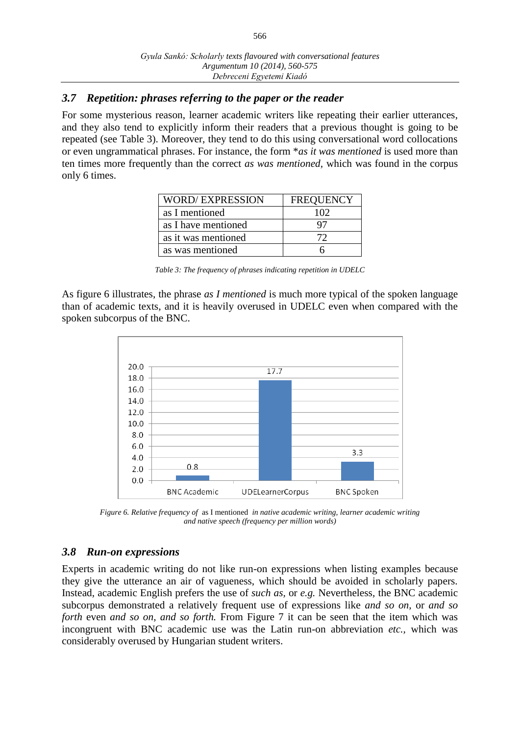### 3.7 *Repetition: phrases referring to the paper or the reader*

For some mysterious reason, learner academic writers like repeating their earlier utterances, and they also tend to explicitly inform their readers that a previous thought is going to be repeated (see Table 3). Moreover, they tend to do this using conversational word collocations or even ungrammatical phrases. For instance, the form **as it was mentioned* is used more than ten times more frequently than the correct *as was mentioned*, which was found in the corpus only 6 times.

| WORD/ EXPRESSION | FREQUENCY |
|---|---|
| as I mentioned | 102 |
| as I have mentioned | 97 |
| as it was mentioned | 72 |
| as was mentioned | 6 |

*Table 3: The frequency of phrases indicating repetition in UDELC*

As figure 6 illustrates, the phrase *as I mentioned* is much more typical of the spoken language than of academic texts, and it is heavily overused in UDELC even when compared with the spoken subcorpus of the BNC.

| | BNC Academic | UDELearnerCorpus | BNC Spoken |
|---|---|---|---|
| Frequency per million words | 0.8 | 17.7 | 3.3 |

*Figure 6. Relative frequency of* as I mentioned *in native academic writing, learner academic writing and native speech (frequency per million words)*

### 3.8 *Run-on expressions*

Experts in academic writing do not like run-on expressions when listing examples because they give the utterance an air of vagueness, which should be avoided in scholarly papers. Instead, academic English prefers the use of *such as,* or *e.g.* Nevertheless, the BNC academic subcorpus demonstrated a relatively frequent use of expressions like *and so on,* or *and so forth* even *and so on, and so forth.* From Figure 7 it can be seen that the item which was incongruent with BNC academic use was the Latin run-on abbreviation *etc.,* which was considerably overused by Hungarian student writers.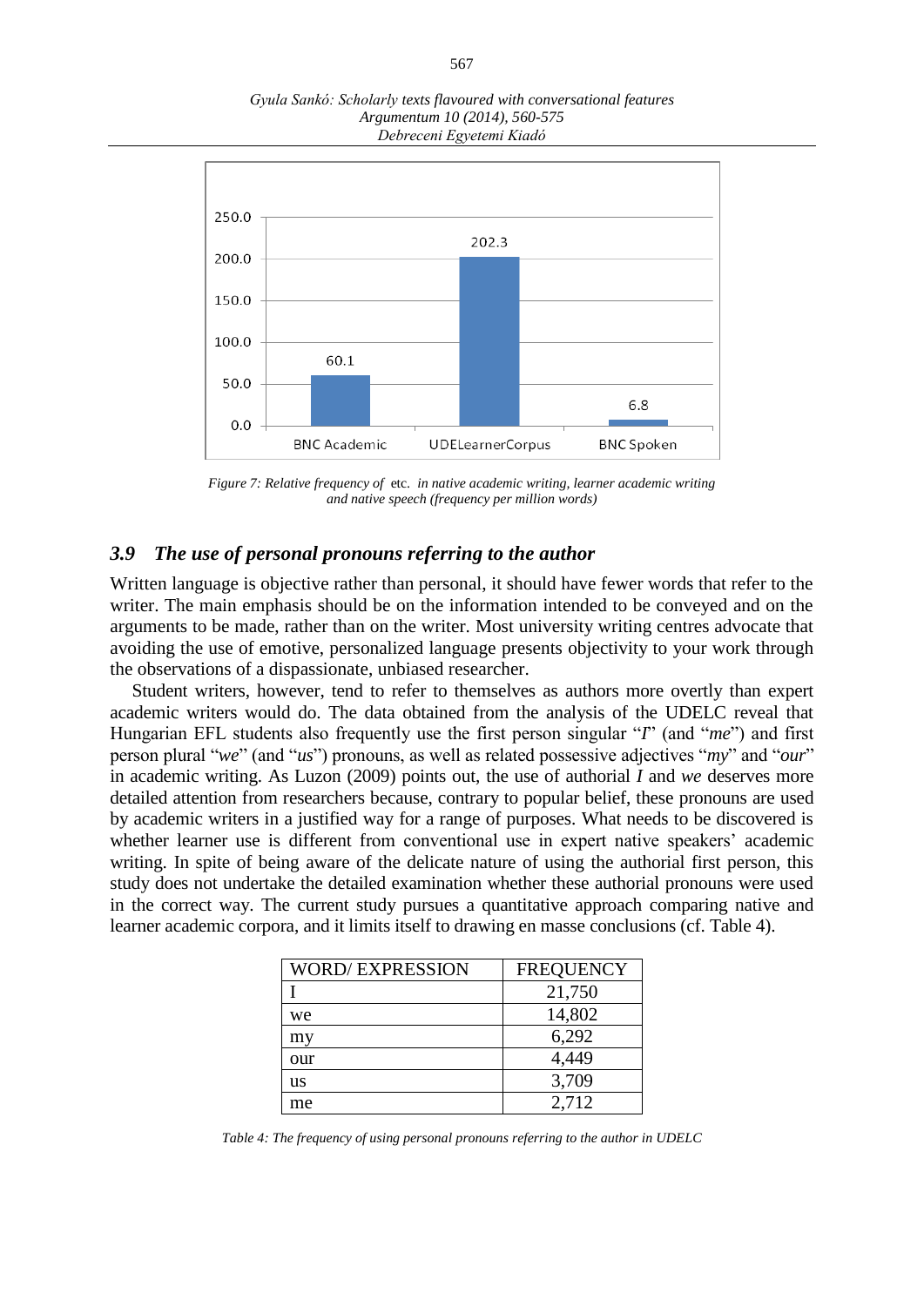Figure 7: Relative frequency of etc. in native academic writing, learner academic writing and native speech (frequency per million words)

### 3.9 The use of personal pronouns referring to the author

Written language is objective rather than personal, it should have fewer words that refer to the writer. The main emphasis should be on the information intended to be conveyed and on the arguments to be made, rather than on the writer. Most university writing centres advocate that avoiding the use of emotive, personalized language presents objectivity to your work through the observations of a dispassionate, unbiased researcher.

Student writers, however, tend to refer to themselves as authors more overtly than expert academic writers would do. The data obtained from the analysis of the UDELC reveal that Hungarian EFL students also frequently use the first person singular "*I*" (and "*me*") and first person plural "*we*" (and "*us*") pronouns, as well as related possessive adjectives "*my*" and "*our*" in academic writing. As Luzon (2009) points out, the use of authorial *I* and *we* deserves more detailed attention from researchers because, contrary to popular belief, these pronouns are used by academic writers in a justified way for a range of purposes. What needs to be discovered is whether learner use is different from conventional use in expert native speakers' academic writing. In spite of being aware of the delicate nature of using the authorial first person, this study does not undertake the detailed examination whether these authorial pronouns were used in the correct way. The current study pursues a quantitative approach comparing native and learner academic corpora, and it limits itself to drawing en masse conclusions (cf. Table 4).

| WORD/ EXPRESSION | FREQUENCY |
|---|---|
| I | 21,750 |
| we | 14,802 |
| my | 6,292 |
| our | 4,449 |
| us | 3,709 |
| me | 2,712 |

Table 4: The frequency of using personal pronouns referring to the author in UDELC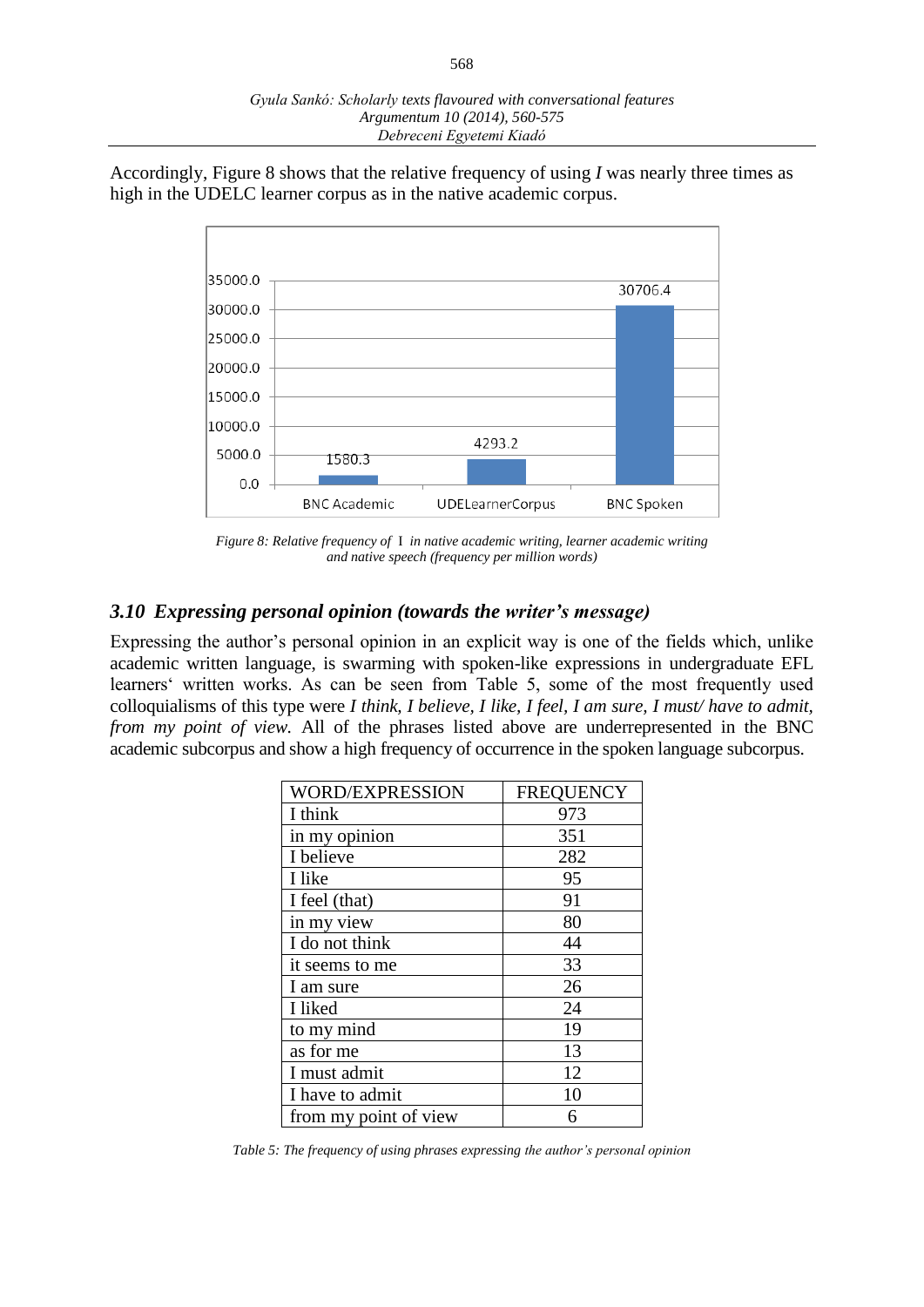Accordingly, Figure 8 shows that the relative frequency of using *I* was nearly three times as high in the UDELC learner corpus as in the native academic corpus.

*Figure 8: Relative frequency of* I *in native academic writing, learner academic writing and native speech (frequency per million words)*

### *3.10 Expressing personal opinion (towards the writer's message)*

Expressing the author's personal opinion in an explicit way is one of the fields which, unlike academic written language, is swarming with spoken-like expressions in undergraduate EFL learners' written works. As can be seen from Table 5, some of the most frequently used colloquialisms of this type were *I think, I believe, I like, I feel, I am sure, I must/ have to admit, from my point of view.* All of the phrases listed above are underrepresented in the BNC academic subcorpus and show a high frequency of occurrence in the spoken language subcorpus.

| WORD/EXPRESSION | FREQUENCY |
|---|---|
| I think | 973 |
| in my opinion | 351 |
| I believe | 282 |
| I like | 95 |
| I feel (that) | 91 |
| in my view | 80 |
| I do not think | 44 |
| it seems to me | 33 |
| I am sure | 26 |
| I liked | 24 |
| to my mind | 19 |
| as for me | 13 |
| I must admit | 12 |
| I have to admit | 10 |
| from my point of view | 6 |

*Table 5: The frequency of using phrases expressing the author's personal opinion*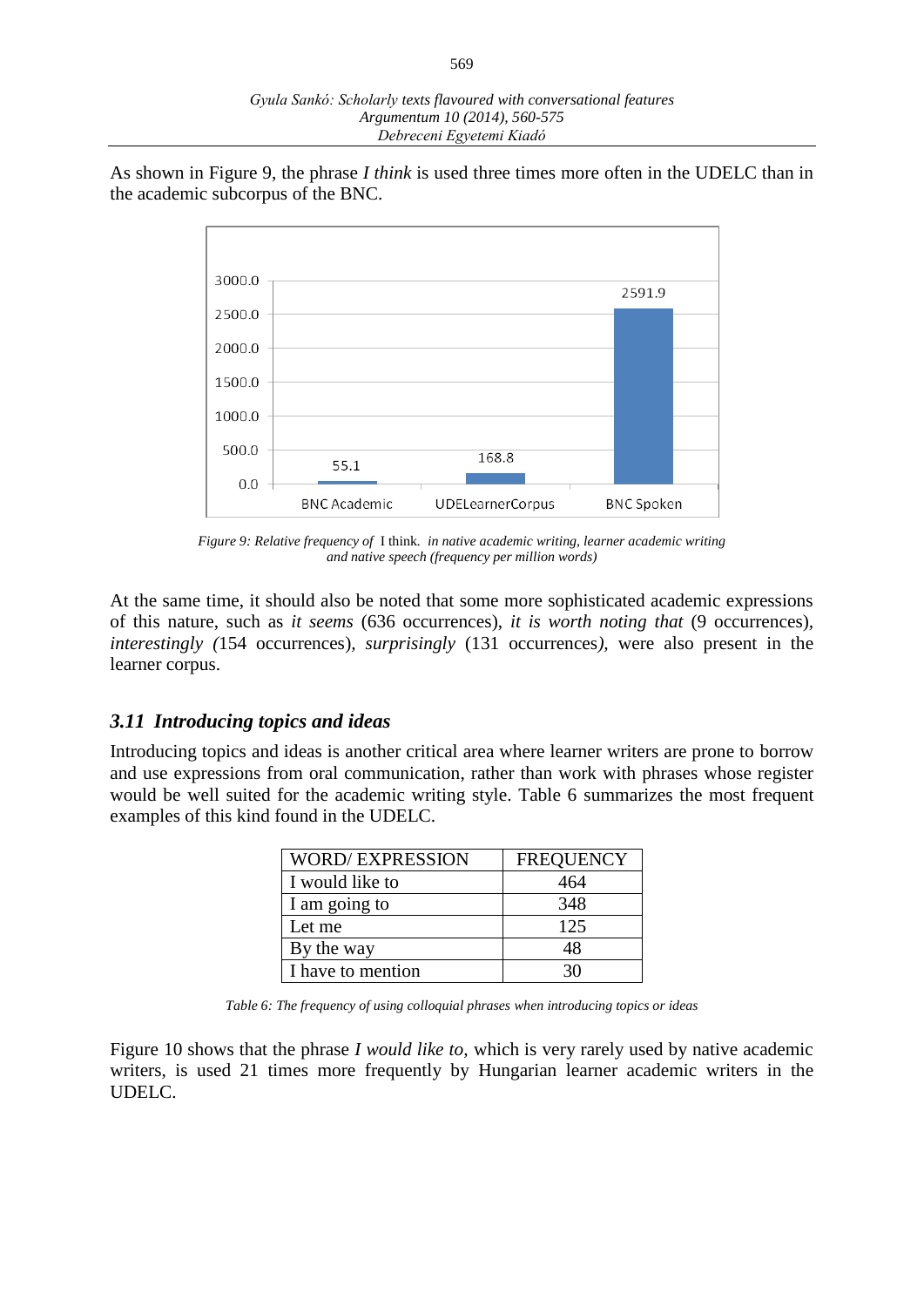As shown in Figure 9, the phrase *I think* is used three times more often in the UDELC than in the academic subcorpus of the BNC.

*Figure 9: Relative frequency of* I think. *in native academic writing, learner academic writing and native speech (frequency per million words)*

At the same time, it should also be noted that some more sophisticated academic expressions of this nature, such as *it seems* (636 occurrences), *it is worth noting that* (9 occurrences), *interestingly (*154 occurrences), *surprisingly* (131 occurrences*)*, were also present in the learner corpus.

### *3.11 Introducing topics and ideas*

Introducing topics and ideas is another critical area where learner writers are prone to borrow and use expressions from oral communication, rather than work with phrases whose register would be well suited for the academic writing style. Table 6 summarizes the most frequent examples of this kind found in the UDELC.

| WORD/ EXPRESSION | FREQUENCY |
| --- | --- |
| I would like to | 464 |
| I am going to | 348 |
| Let me | 125 |
| By the way | 48 |
| I have to mention | 30 |

*Table 6: The frequency of using colloquial phrases when introducing topics or ideas*

Figure 10 shows that the phrase *I would like to,* which is very rarely used by native academic writers, is used 21 times more frequently by Hungarian learner academic writers in the UDELC.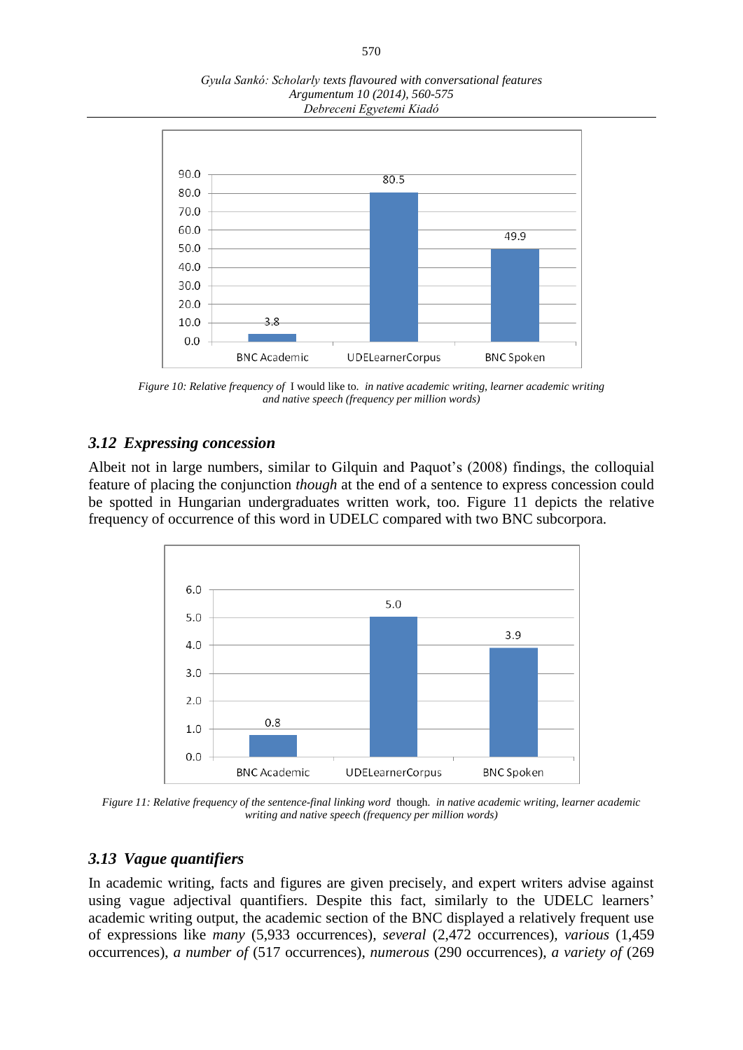| | BNC Academic | UDELearnerCorpus | BNC Spoken |
|---|---|---|---|
| | 3.8 | 80.5 | 49.9 |

*Figure 10: Relative frequency of* I would like to. *in native academic writing, learner academic writing and native speech (frequency per million words)*

### *3.12 Expressing concession*

Albeit not in large numbers, similar to Gilquin and Paquot's (2008) findings, the colloquial feature of placing the conjunction *though* at the end of a sentence to express concession could be spotted in Hungarian undergraduates written work, too. Figure 11 depicts the relative frequency of occurrence of this word in UDELC compared with two BNC subcorpora.

| | BNC Academic | UDELearnerCorpus | BNC Spoken |
|---|---|---|---|
| | 0.8 | 5.0 | 3.9 |

*Figure 11: Relative frequency of the sentence-final linking word* though. *in native academic writing, learner academic writing and native speech (frequency per million words)*

### *3.13 Vague quantifiers*

In academic writing, facts and figures are given precisely, and expert writers advise against using vague adjectival quantifiers. Despite this fact, similarly to the UDELC learners' academic writing output, the academic section of the BNC displayed a relatively frequent use of expressions like *many* (5,933 occurrences), *several* (2,472 occurrences), *various* (1,459 occurrences), *a number of* (517 occurrences), *numerous* (290 occurrences), *a variety of* (269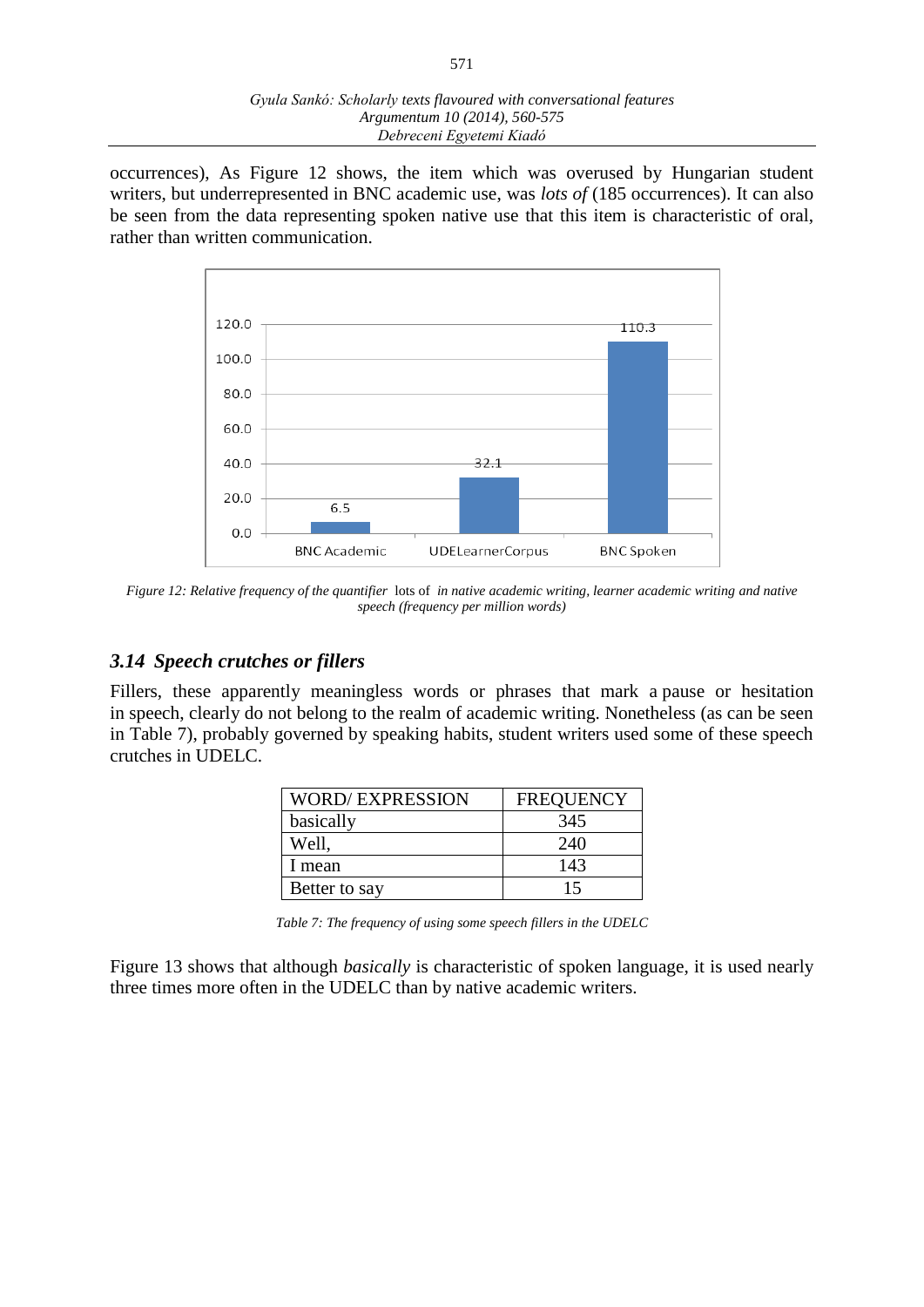occurrences), As Figure 12 shows, the item which was overused by Hungarian student writers, but underrepresented in BNC academic use, was *lots of* (185 occurrences). It can also be seen from the data representing spoken native use that this item is characteristic of oral, rather than written communication.

*Figure 12: Relative frequency of the quantifier* lots of *in native academic writing, learner academic writing and native speech (frequency per million words)*

### *3.14 Speech crutches or fillers*

Fillers, these apparently meaningless words or phrases that mark a pause or hesitation in speech, clearly do not belong to the realm of academic writing. Nonetheless (as can be seen in Table 7), probably governed by speaking habits, student writers used some of these speech crutches in UDELC.

| WORD/ EXPRESSION | FREQUENCY |
|---|---|
| basically | 345 |
| Well, | 240 |
| I mean | 143 |
| Better to say | 15 |

*Table 7: The frequency of using some speech fillers in the UDELC*

Figure 13 shows that although *basically* is characteristic of spoken language, it is used nearly three times more often in the UDELC than by native academic writers.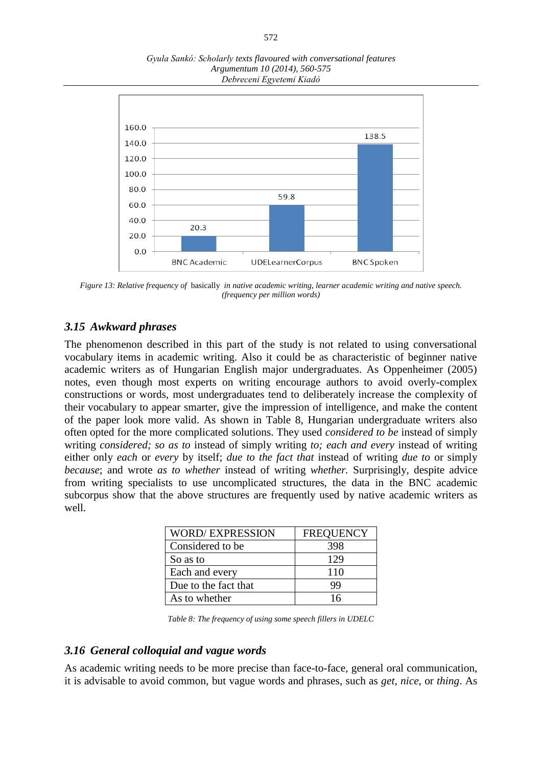Figure 13: *Relative frequency of* basically *in native academic writing, learner academic writing and native speech. (frequency per million words)*

### *3.15 Awkward phrases*

The phenomenon described in this part of the study is not related to using conversational vocabulary items in academic writing. Also it could be as characteristic of beginner native academic writers as of Hungarian English major undergraduates. As Oppenheimer (2005) notes, even though most experts on writing encourage authors to avoid overly-complex constructions or words, most undergraduates tend to deliberately increase the complexity of their vocabulary to appear smarter, give the impression of intelligence, and make the content of the paper look more valid. As shown in Table 8, Hungarian undergraduate writers also often opted for the more complicated solutions. They used *considered to be* instead of simply writing *considered; so as to* instead of simply writing *to; each and every* instead of writing either only *each* or *every* by itself; *due to the fact that* instead of writing *due to* or simply *because*; and wrote *as to whether* instead of writing *whether.* Surprisingly, despite advice from writing specialists to use uncomplicated structures, the data in the BNC academic subcorpus show that the above structures are frequently used by native academic writers as well.

| WORD/ EXPRESSION | FREQUENCY |
|---|---|
| Considered to be | 398 |
| So as to | 129 |
| Each and every | 110 |
| Due to the fact that | 99 |
| As to whether | 16 |

*Table 8: The frequency of using some speech fillers in UDELC*

### *3.16 General colloquial and vague words*

As academic writing needs to be more precise than face-to-face, general oral communication, it is advisable to avoid common, but vague words and phrases, such as *get*, *nice*, or *thing*. As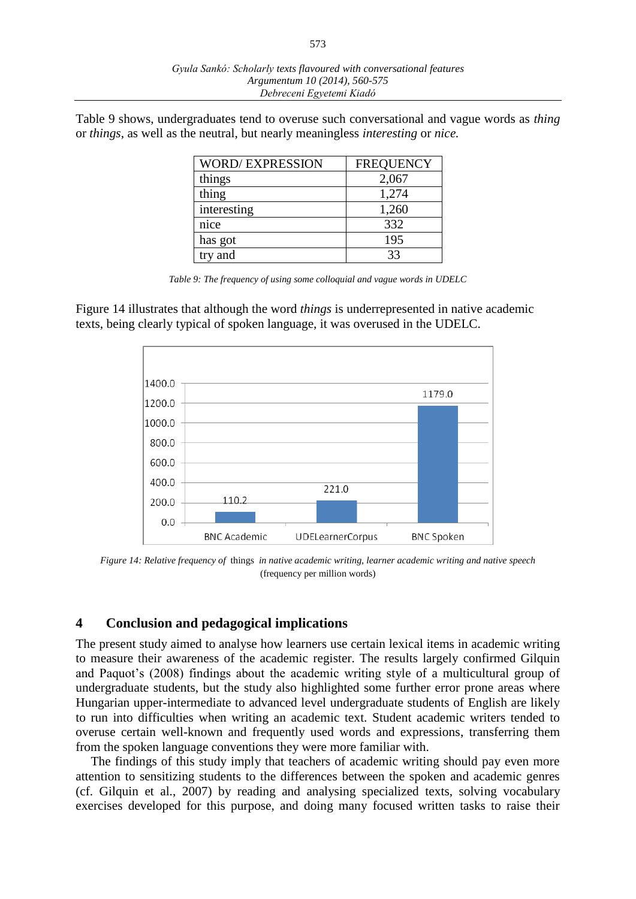Table 9 shows, undergraduates tend to overuse such conversational and vague words as *thing* or *things*, as well as the neutral, but nearly meaningless *interesting* or *nice.*

| WORD/ EXPRESSION | FREQUENCY |
|---|---|
| things | 2,067 |
| thing | 1,274 |
| interesting | 1,260 |
| nice | 332 |
| has got | 195 |
| try and | 33 |

*Table 9: The frequency of using some colloquial and vague words in UDELC*

Figure 14 illustrates that although the word *things* is underrepresented in native academic texts, being clearly typical of spoken language, it was overused in the UDELC.

*Figure 14: Relative frequency of* things *in native academic writing, learner academic writing and native speech* (frequency per million words)

## 4 Conclusion and pedagogical implications

The present study aimed to analyse how learners use certain lexical items in academic writing to measure their awareness of the academic register. The results largely confirmed Gilquin and Paquot's (2008) findings about the academic writing style of a multicultural group of undergraduate students, but the study also highlighted some further error prone areas where Hungarian upper-intermediate to advanced level undergraduate students of English are likely to run into difficulties when writing an academic text. Student academic writers tended to overuse certain well-known and frequently used words and expressions, transferring them from the spoken language conventions they were more familiar with.

The findings of this study imply that teachers of academic writing should pay even more attention to sensitizing students to the differences between the spoken and academic genres (cf. Gilquin et al., 2007) by reading and analysing specialized texts, solving vocabulary exercises developed for this purpose, and doing many focused written tasks to raise their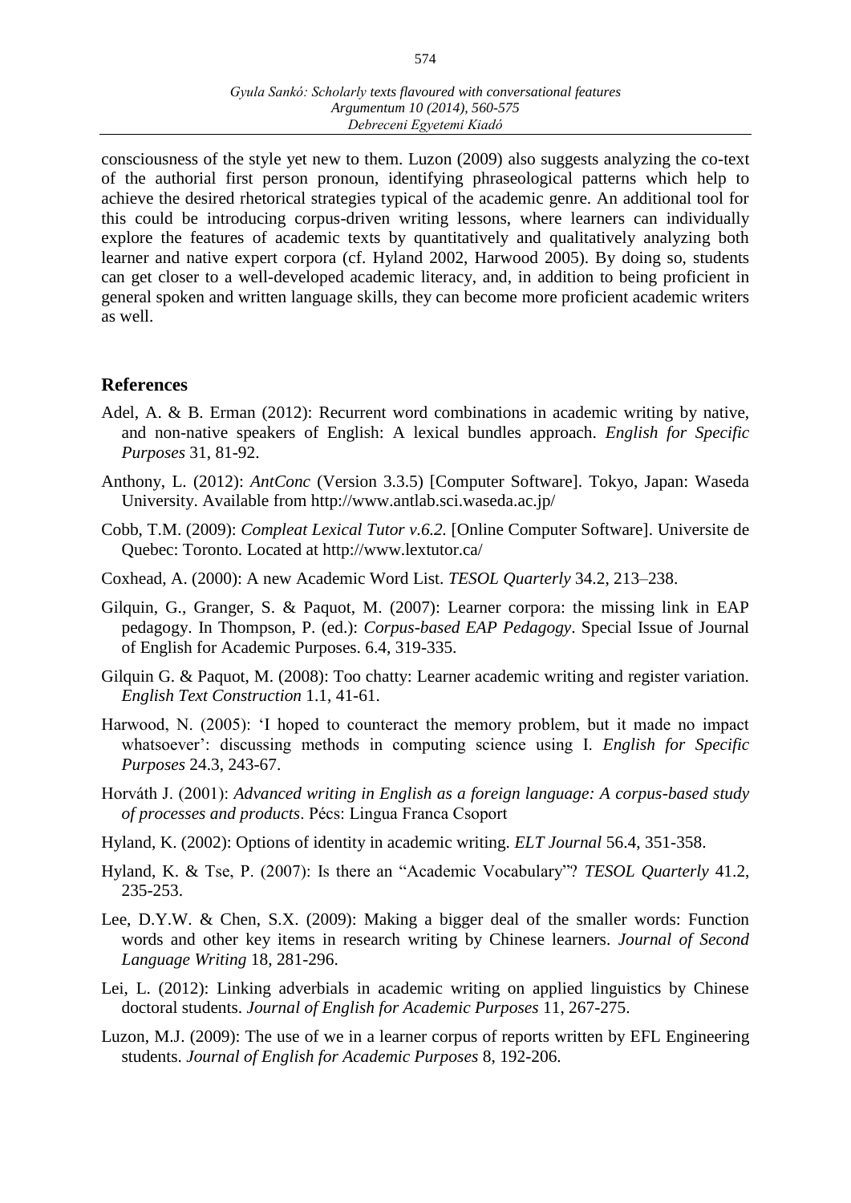consciousness of the style yet new to them. Luzon (2009) also suggests analyzing the co-text of the authorial first person pronoun, identifying phraseological patterns which help to achieve the desired rhetorical strategies typical of the academic genre. An additional tool for this could be introducing corpus-driven writing lessons, where learners can individually explore the features of academic texts by quantitatively and qualitatively analyzing both learner and native expert corpora (cf. Hyland 2002, Harwood 2005). By doing so, students can get closer to a well-developed academic literacy, and, in addition to being proficient in general spoken and written language skills, they can become more proficient academic writers as well.

## References

Adel, A. & B. Erman (2012): Recurrent word combinations in academic writing by native, and non-native speakers of English: A lexical bundles approach. *English for Specific Purposes* 31, 81-92.

Anthony, L. (2012): *AntConc* (Version 3.3.5) [Computer Software]. Tokyo, Japan: Waseda University. Available from http://www.antlab.sci.waseda.ac.jp/

Cobb, T.M. (2009): *Compleat Lexical Tutor v.6.2.* [Online Computer Software]. Universite de Quebec: Toronto. Located at http://www.lextutor.ca/

Coxhead, A. (2000): A new Academic Word List. *TESOL Quarterly* 34.2, 213–238.

Gilquin, G., Granger, S. & Paquot, M. (2007): Learner corpora: the missing link in EAP pedagogy. In Thompson, P. (ed.): *Corpus-based EAP Pedagogy*. Special Issue of Journal of English for Academic Purposes. 6.4, 319-335.

Gilquin G. & Paquot, M. (2008): Too chatty: Learner academic writing and register variation. *English Text Construction* 1.1, 41-61.

Harwood, N. (2005): 'I hoped to counteract the memory problem, but it made no impact whatsoever': discussing methods in computing science using I. *English for Specific Purposes* 24.3, 243-67.

Horváth J. (2001): *Advanced writing in English as a foreign language: A corpus-based study of processes and products*. Pécs: Lingua Franca Csoport

Hyland, K. (2002): Options of identity in academic writing. *ELT Journal* 56.4, 351-358.

Hyland, K. & Tse, P. (2007): Is there an "Academic Vocabulary"? *TESOL Quarterly* 41.2, 235-253.

Lee, D.Y.W. & Chen, S.X. (2009): Making a bigger deal of the smaller words: Function words and other key items in research writing by Chinese learners. *Journal of Second Language Writing* 18, 281-296.

Lei, L. (2012): Linking adverbials in academic writing on applied linguistics by Chinese doctoral students. *Journal of English for Academic Purposes* 11, 267-275.

Luzon, M.J. (2009): The use of we in a learner corpus of reports written by EFL Engineering students. *Journal of English for Academic Purposes* 8, 192-206.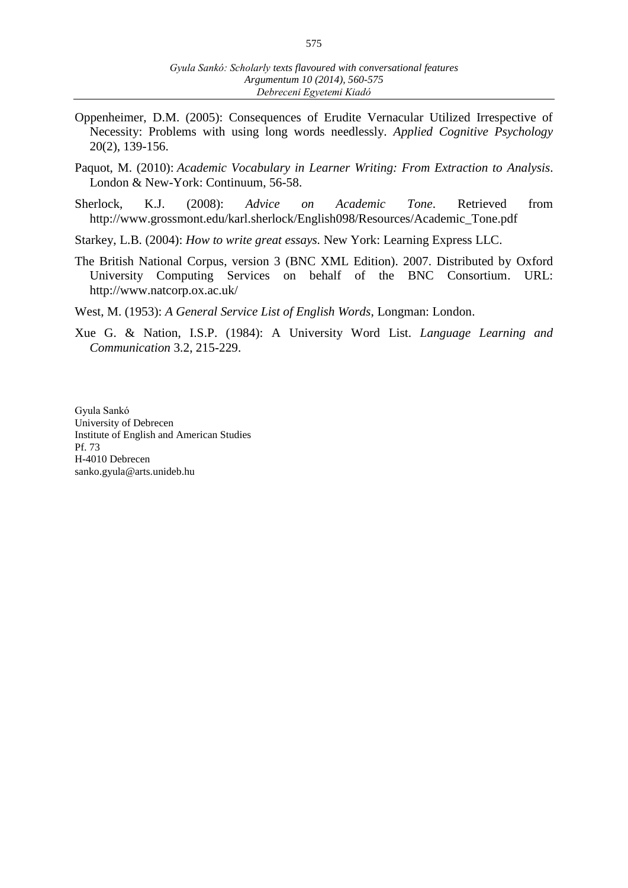Oppenheimer, D.M. (2005): Consequences of Erudite Vernacular Utilized Irrespective of Necessity: Problems with using long words needlessly. *Applied Cognitive Psychology* 20(2), 139-156.

Paquot, M. (2010): *Academic Vocabulary in Learner Writing: From Extraction to Analysis*. London & New-York: Continuum, 56-58.

Sherlock, K.J. (2008): *Advice on Academic Tone*. Retrieved from http://www.grossmont.edu/karl.sherlock/English098/Resources/Academic_Tone.pdf

Starkey, L.B. (2004): *How to write great essays.* New York: Learning Express LLC.

The British National Corpus, version 3 (BNC XML Edition). 2007. Distributed by Oxford University Computing Services on behalf of the BNC Consortium. URL: http://www.natcorp.ox.ac.uk/

West, M. (1953): *A General Service List of English Words*, Longman: London.

Xue G. & Nation, I.S.P. (1984): A University Word List. *Language Learning and Communication* 3.2, 215-229.

Gyula Sankó
University of Debrecen
Institute of English and American Studies
Pf. 73
H-4010 Debrecen
sanko.gyula@arts.unideb.hu